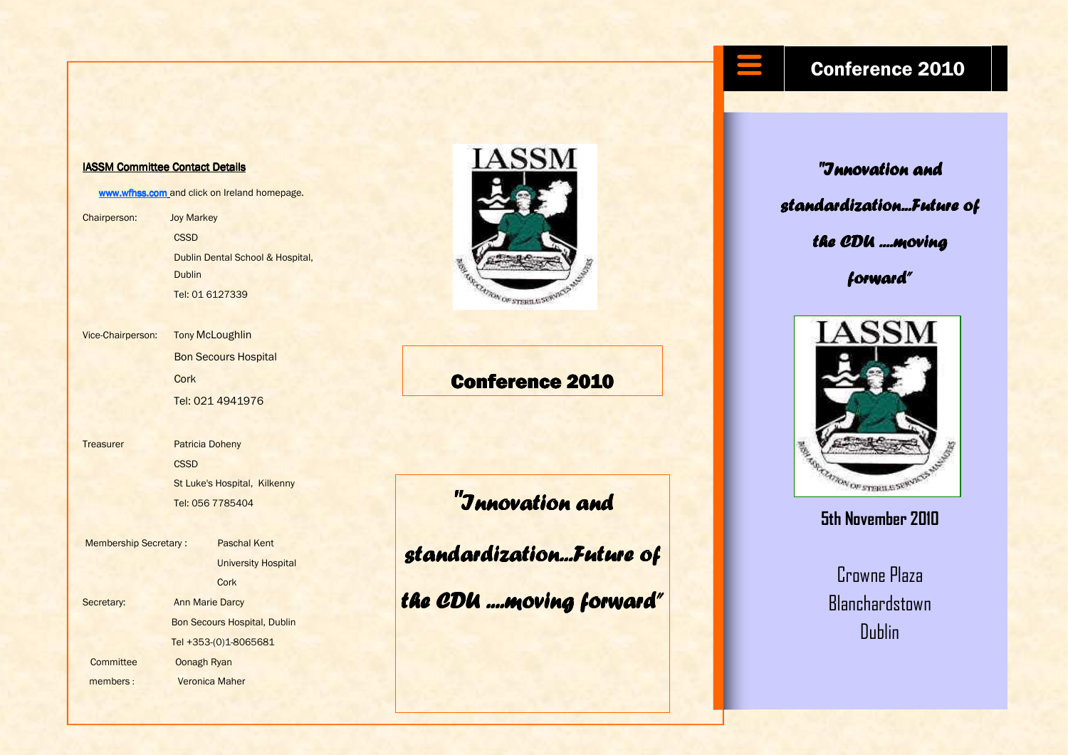## IASSM Committee Contact Details

www.wfhss.com and click on Ireland homepage.

Chairperson: Joy Markey
CSSD
Dublin Dental School & Hospital,
Dublin
Tel: 01 6127339

Vice-Chairperson: Tony McLoughlin
Bon Secours Hospital
Cork
Tel: 021 4941976

Treasurer Patricia Doheny
CSSD
St Luke's Hospital, Kilkenny
Tel: 056 7785404

Membership Secretary : Paschal Kent
University Hospital
Cork

Secretary: Ann Marie Darcy
Bon Secours Hospital, Dublin
Tel +353-(0)1-8065681

Committee members : Oonagh Ryan
Veronica Maher

# Conference 2010

*"Innovation and standardization...Future of the CDU ....moving forward"*

# Conference 2010

*"Innovation and standardization...Future of the CDU ....moving forward"*

**5th November 2010**

Crowne Plaza
Blanchardstown
Dublin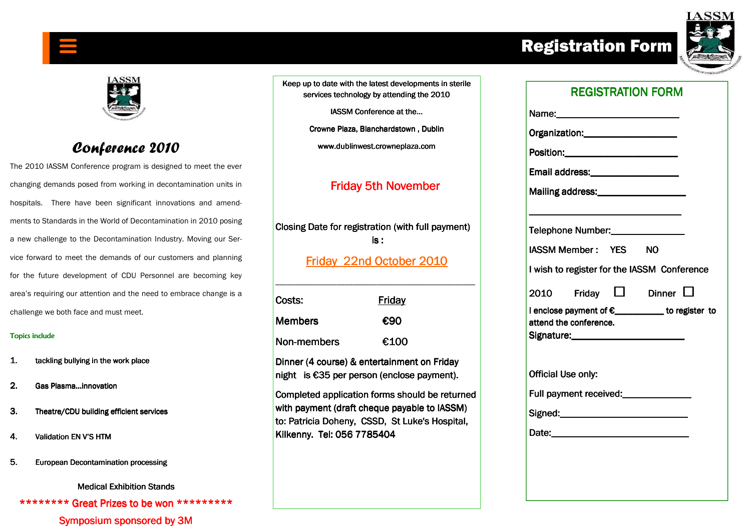# Registration Form

## Conference 2010

The 2010 IASSM Conference program is designed to meet the ever changing demands posed from working in decontamination units in hospitals. There have been significant innovations and amendments to Standards in the World of Decontamination in 2010 posing a new challenge to the Decontamination Industry. Moving our Service forward to meet the demands of our customers and planning for the future development of CDU Personnel are becoming key area's requiring our attention and the need to embrace change is a challenge we both face and must meet.

**Topics include**

1. tackling bullying in the work place
2. Gas Plasma...Innovation
3. Theatre/CDU building efficient services
4. Validation EN V'S HTM
5. European Decontamination processing

Medical Exhibition Stands

******** Great Prizes to be won *********

Symposium sponsored by 3M

Keep up to date with the latest developments in sterile services technology by attending the 2010

IASSM Conference at the...

Crowne Plaza, Blanchardstown , Dublin

www.dublinwest.crowneplaza.com

Friday 5th November

Closing Date for registration (with full payment) is :

Friday 22nd October 2010

---

| Costs: | Friday |
|---|---|
| Members | €90 |
| Non-members | €100 |

Dinner (4 course) & entertainment on Friday night is €35 per person (enclose payment).

Completed application forms should be returned with payment (draft cheque payable to IASSM) to: Patricia Doheny, CSSD, St Luke's Hospital, Kilkenny. Tel: 056 7785404

## REGISTRATION FORM

Name:_______________________

Organization:_________________

Position:_____________________

Email address:________________

Mailing address:________________

_____________________________

Telephone Number:______________

IASSM Member : YES NO

I wish to register for the IASSM Conference

2010 Friday ☐ Dinner ☐

I enclose payment of €_________ to register to attend the conference.

Signature:_____________________

Official Use only:

Full payment received:_____________

Signed:________________________

Date:_________________________